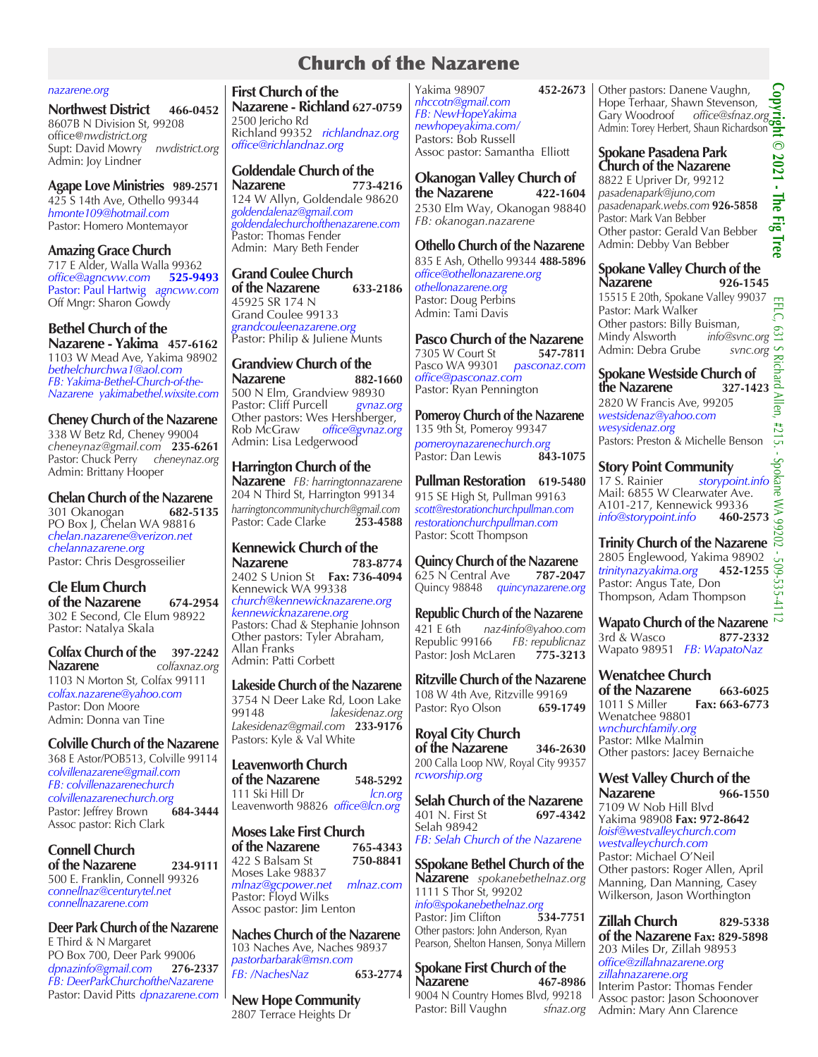# Church of the Nazarene

nazarene.org

**Northwest District 466-0452**
8607B N Division St, 99208
office@nwdistrict.org
Supt: David Mowry nwdistrict.org
Admin: Joy Lindner

**Agape Love Ministries 989-2571**
425 S 14th Ave, Othello 99344
hmonte109@hotmail.com
Pastor: Homero Montemayor

**Amazing Grace Church**
717 E Alder, Walla Walla 99362
office@agncww.com **525-9493**
Pastor: Paul Hartwig agncww.com
Off Mngr: Sharon Gowdy

**Bethel Church of the Nazarene - Yakima 457-6162**
1103 W Mead Ave, Yakima 98902
bethelchurchwa1@aol.com
FB: Yakima-Bethel-Church-of-the-Nazarene yakimabethel.wixsite.com

**Cheney Church of the Nazarene**
338 W Betz Rd, Cheney 99004
cheneynaz@gmail.com **235-6261**
Pastor: Chuck Perry cheneynaz.org
Admin: Brittany Hooper

**Chelan Church of the Nazarene**
301 Okanogan **682-5135**
PO Box J, Chelan WA 98816
chelan.nazarene@verizon.net
chelannazarene.org
Pastor: Chris Desgrosseilier

**Cle Elum Church of the Nazarene 674-2954**
302 E Second, Cle Elum 98922
Pastor: Natalya Skala

**Colfax Church of the Nazarene 397-2242**
colfaxnaz.org
1103 N Morton St, Colfax 99111
colfax.nazarene@yahoo.com
Pastor: Don Moore
Admin: Donna van Tine

**Colville Church of the Nazarene**
368 E Astor/POB513, Colville 99114
colvillenazarene@gmail.com
FB: colvillenazarenechurch
colvillenazarenechurch.org
Pastor: Jeffrey Brown **684-3444**
Assoc pastor: Rich Clark

**Connell Church of the Nazarene 234-9111**
500 E. Franklin, Connell 99326
connellnaz@centurytel.net
connellnazarene.com

**Deer Park Church of the Nazarene**
E Third & N Margaret
PO Box 700, Deer Park 99006
dpnazinfo@gmail.com **276-2337**
FB: DeerParkChurchoftheNazarene
Pastor: David Pitts dpnazarene.com

**First Church of the Nazarene - Richland 627-0759**
2500 Jericho Rd
Richland 99352 richlandnaz.org
office@richlandnaz.org

**Goldendale Church of the Nazarene 773-4216**
124 W Allyn, Goldendale 98620
goldendalenaz@gmail.com
goldendalechurchofthenazarene.com
Pastor: Thomas Fender
Admin: Mary Beth Fender

**Grand Coulee Church of the Nazarene 633-2186**
45925 SR 174 N
Grand Coulee 99133
grandcouleenazarene.org
Pastor: Philip & Juliene Munts

**Grandview Church of the Nazarene 882-1660**
500 N Elm, Grandview 98930
Pastor: Cliff Purcell gvnaz.org
Other pastors: Wes Hershberger, Rob McGraw office@gvnaz.org
Admin: Lisa Ledgerwood

**Harrington Church of the Nazarene** FB: harringtonnazarene
204 N Third St, Harrington 99134
harringtoncommunitychurch@gmail.com
Pastor: Cade Clarke **253-4588**

**Kennewick Church of the Nazarene 783-8774**
2402 S Union St **Fax: 736-4094**
Kennewick WA 99338
church@kennewicknazarene.org
kennewicknazarene.org
Pastors: Chad & Stephanie Johnson
Other pastors: Tyler Abraham, Allan Franks
Admin: Patti Corbett

**Lakeside Church of the Nazarene**
3754 N Deer Lake Rd, Loon Lake 99148 lakesidenaz.org
Lakesidenaz@gmail.com **233-9176**
Pastors: Kyle & Val White

**Leavenworth Church of the Nazarene 548-5292**
111 Ski Hill Dr lcn.org
Leavenworth 98826 office@lcn.org

**Moses Lake First Church of the Nazarene 765-4343**
422 S Balsam St **750-8841**
Moses Lake 98837
mlnaz@gcpower.net mlnaz.com
Pastor: Floyd Wilks
Assoc pastor: Jim Lenton

**Naches Church of the Nazarene**
103 Naches Ave, Naches 98937
pastorbarbarak@msn.com
FB: /NachesNaz **653-2774**

**New Hope Community**
2807 Terrace Heights Dr
Yakima 98907 **452-2673**
nhccotn@gmail.com
FB: NewHopeYakima
newhopeyakima.com/
Pastors: Bob Russell
Assoc pastor: Samantha Elliott

**Okanogan Valley Church of the Nazarene 422-1604**
2530 Elm Way, Okanogan 98840
FB: okanogan.nazarene

**Othello Church of the Nazarene**
835 E Ash, Othello 99344 **488-5896**
office@othellonazarene.org
othellonazarene.org
Pastor: Doug Perbins
Admin: Tami Davis

**Pasco Church of the Nazarene**
7305 W Court St **547-7811**
Pasco WA 99301 pasconaz.com
office@pasconaz.com
Pastor: Ryan Pennington

**Pomeroy Church of the Nazarene**
135 9th St, Pomeroy 99347
pomeroynazarenechurch.org
Pastor: Dan Lewis **843-1075**

**Pullman Restoration 619-5480**
915 SE High St, Pullman 99163
scott@restorationchurchpullman.com
restorationchurchpullman.com
Pastor: Scott Thompson

**Quincy Church of the Nazarene**
625 N Central Ave **787-2047**
Quincy 98848 quincynazarene.org

**Republic Church of the Nazarene**
421 E 6th naz4info@yahoo.com
Republic 99166 FB: republicnaz
Pastor: Josh McLaren **775-3213**

**Ritzville Church of the Nazarene**
108 W 4th Ave, Ritzville 99169
Pastor: Ryo Olson **659-1749**

**Royal City Church of the Nazarene 346-2630**
200 Calla Loop NW, Royal City 99357
rcworship.org

**Selah Church of the Nazarene**
401 N. First St **697-4342**
Selah 98942
FB: Selah Church of the Nazarene

**SSpokane Bethel Church of the Nazarene** spokanebethelnaz.org
1111 S Thor St, 99202
info@spokanebethelnaz.org
Pastor: Jim Clifton **534-7751**
Other pastors: John Anderson, Ryan Pearson, Shelton Hansen, Sonya Millern

**Spokane First Church of the Nazarene 467-8986**
9004 N Country Homes Blvd, 99218
Pastor: Bill Vaughn sfnaz.org
Other pastors: Danene Vaughn, Hope Terhaar, Shawn Stevenson, Gary Woodroof office@sfnaz.org
Admin: Torey Herbert, Shaun Richardson

**Spokane Pasadena Park Church of the Nazarene**
8822 E Upriver Dr, 99212
pasadenapark@juno,com
pasadenapark.webs.com **926-5858**
Pastor: Mark Van Bebber
Other pastor: Gerald Van Bebber
Admin: Debby Van Bebber

**Spokane Valley Church of the Nazarene 926-1545**
15515 E 20th, Spokane Valley 99037
Pastor: Mark Walker
Other pastors: Billy Buisman, Mindy Alsworth info@svnc.org
Admin: Debra Grube svnc.org

**Spokane Westside Church of the Nazarene 327-1423**
2820 W Francis Ave, 99205
westsidenaz@yahoo.com
wesysidenaz.org
Pastors: Preston & Michelle Benson

**Story Point Community**
17 S. Rainier storypoint.info
Mail: 6855 W Clearwater Ave. A101-217, Kennewick 99336
info@storypoint.info **460-2573**

**Trinity Church of the Nazarene**
2805 Englewood, Yakima 98902
trinitynazyakima.org **452-1255**
Pastor: Angus Tate, Don Thompson, Adam Thompson

**Wapato Church of the Nazarene**
3rd & Wasco **877-2332**
Wapato 98951 FB: WapatoNaz

**Wenatchee Church of the Nazarene 663-6025**
1011 S Miller **Fax: 663-6773**
Wenatchee 98801
wnchurchfamily.org
Pastor: MIke Malmin
Other pastors: Jacey Bernaiche

**West Valley Church of the Nazarene 966-1550**
7109 W Nob Hill Blvd
Yakima 98908 **Fax: 972-8642**
loisf@westvalleychurch.com
westvalleychurch.com
Pastor: Michael O'Neil
Other pastors: Roger Allen, April Manning, Dan Manning, Casey Wilkerson, Jason Worthington

**Zillah Church of the Nazarene 829-5338**
**Fax: 829-5898**
203 Miles Dr, Zillah 98953
office@zillahnazarene.org
zillahnazarene.org
Interim Pastor: Thomas Fender
Assoc pastor: Jason Schoonover
Admin: Mary Ann Clarence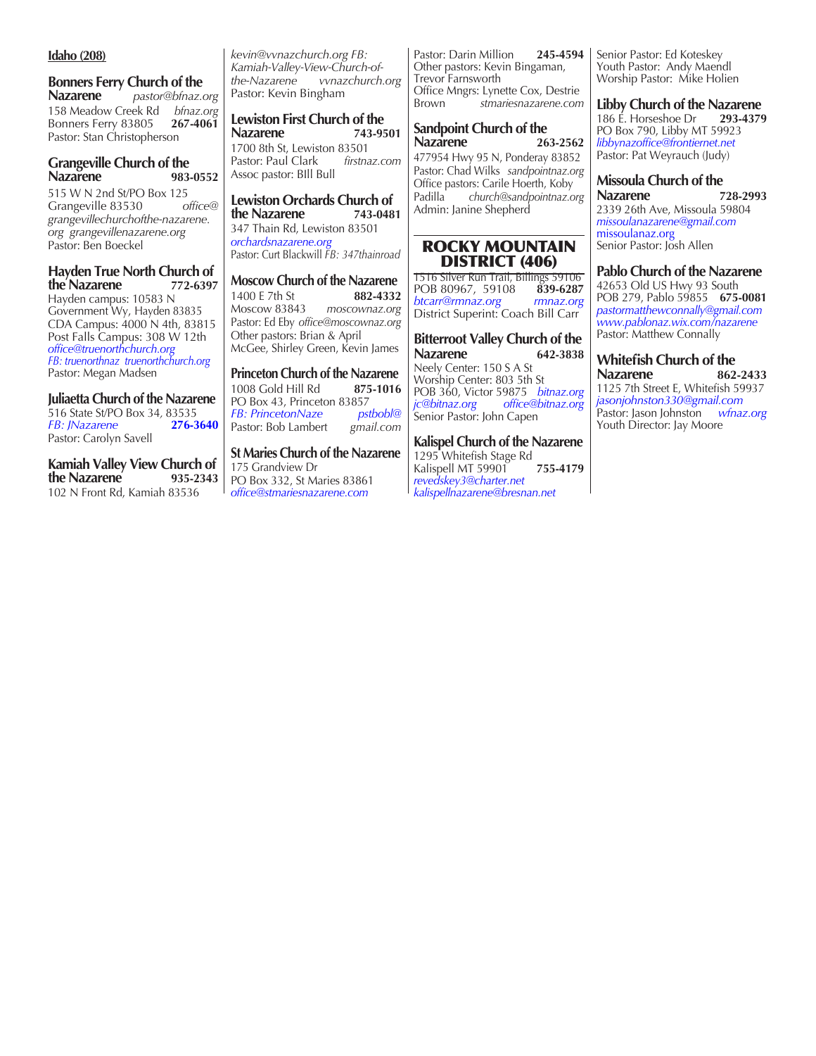**Idaho (208)**

### Bonners Ferry Church of the Nazarene

*pastor@bfnaz.org*
158 Meadow Creek Rd *bfnaz.org*
Bonners Ferry 83805 **267-4061**
Pastor: Stan Christopherson

### Grangeville Church of the Nazarene **983-0552**

515 W N 2nd St/PO Box 125
Grangeville 83530 *office@grangevillechurchofthe-nazarene.org grangevillenazarene.org*
Pastor: Ben Boeckel

### Hayden True North Church of the Nazarene **772-6397**

Hayden campus: 10583 N Government Wy, Hayden 83835
CDA Campus: 4000 N 4th, 83815
Post Falls Campus: 308 W 12th
*office@truenorthchurch.org*
*FB: truenorthnaz truenorthchurch.org*
Pastor: Megan Madsen

### Juliaetta Church of the Nazarene

516 State St/PO Box 34, 83535
*FB: JNazarene* **276-3640**
Pastor: Carolyn Savell

### Kamiah Valley View Church of the Nazarene **935-2343**

102 N Front Rd, Kamiah 83536
*kevin@vvnazchurch.org FB: Kamiah-Valley-View-Church-of-the-Nazarene vvnazchurch.org*
Pastor: Kevin Bingham

### Lewiston First Church of the Nazarene **743-9501**

1700 8th St, Lewiston 83501
Pastor: Paul Clark *firstnaz.com*
Assoc pastor: BIll Bull

### Lewiston Orchards Church of the Nazarene **743-0481**

347 Thain Rd, Lewiston 83501
*orchardsnazarene.org*
Pastor: Curt Blackwill *FB: 347thainroad*

### Moscow Church of the Nazarene

1400 E 7th St **882-4332**
Moscow 83843 *moscownaz.org*
Pastor: Ed Eby *office@moscownaz.org*
Other pastors: Brian & April McGee, Shirley Green, Kevin James

### Princeton Church of the Nazarene

1008 Gold Hill Rd **875-1016**
PO Box 43, Princeton 83857
*FB: PrincetonNaze pstbobl@gmail.com*
Pastor: Bob Lambert

### St Maries Church of the Nazarene

175 Grandview Dr
PO Box 332, St Maries 83861
*office@stmariesnazarene.com*
Pastor: Darin Million **245-4594**
Other pastors: Kevin Bingaman, Trevor Farnsworth
Office Mngrs: Lynette Cox, Destrie Brown *stmariesnazarene.com*

### Sandpoint Church of the Nazarene **263-2562**

477954 Hwy 95 N, Ponderay 83852
Pastor: Chad Wilks *sandpointnaz.org*
Office pastors: Carile Hoerth, Koby Padilla *church@sandpointnaz.org*
Admin: Janine Shepherd

## ROCKY MOUNTAIN DISTRICT (406)

1516 Silver Run Trail, Billings 59106
POB 80967, 59108 **839-6287**
*btcarr@rmnaz.org rmnaz.org*
District Superint: Coach Bill Carr

### Bitterroot Valley Church of the Nazarene **642-3838**

Neely Center: 150 S A St
Worship Center: 803 5th St
POB 360, Victor 59875 *bitnaz.org*
*jc@bitnaz.org office@bitnaz.org*
Senior Pastor: John Capen

### Kalispel Church of the Nazarene

1295 Whitefish Stage Rd
Kalispell MT 59901 **755-4179**
*revedskey3@charter.net*
*kalispellnazarene@bresnan.net*
Senior Pastor: Ed Koteskey
Youth Pastor: Andy Maendl
Worship Pastor: Mike Holien

### Libby Church of the Nazarene

186 E. Horseshoe Dr **293-4379**
PO Box 790, Libby MT 59923
*libbynazoffice@frontiernet.net*
Pastor: Pat Weyrauch (Judy)

### Missoula Church of the Nazarene **728-2993**

2339 26th Ave, Missoula 59804
*missoulanazarene@gmail.com*
missoulanaz.org
Senior Pastor: Josh Allen

### Pablo Church of the Nazarene

42653 Old US Hwy 93 South
POB 279, Pablo 59855 **675-0081**
*pastormatthewconnally@gmail.com*
*www.pablonaz.wix.com/nazarene*
Pastor: Matthew Connally

### Whitefish Church of the Nazarene **862-2433**

1125 7th Street E, Whitefish 59937
*jasonjohnston330@gmail.com*
Pastor: Jason Johnston *wfnaz.org*
Youth Director: Jay Moore